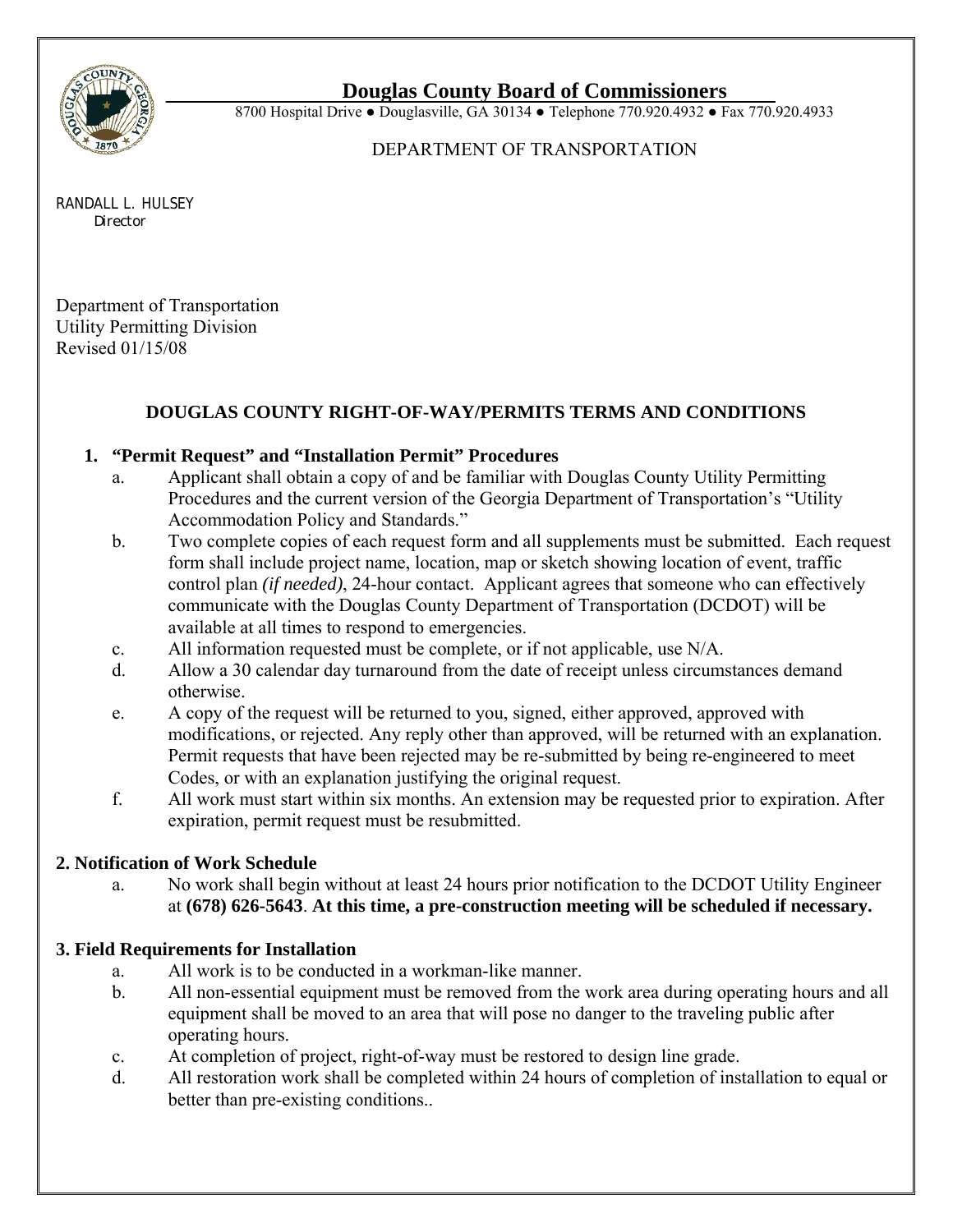# Douglas County Board of Commissioners

8700 Hospital Drive ● Douglasville, GA 30134 ● Telephone 770.920.4932 ● Fax 770.920.4933

DEPARTMENT OF TRANSPORTATION

RANDALL L. HULSEY
Director

Department of Transportation
Utility Permitting Division
Revised 01/15/08

## DOUGLAS COUNTY RIGHT-OF-WAY/PERMITS TERMS AND CONDITIONS

### 1. "Permit Request" and "Installation Permit" Procedures

a. Applicant shall obtain a copy of and be familiar with Douglas County Utility Permitting Procedures and the current version of the Georgia Department of Transportation's "Utility Accommodation Policy and Standards."

b. Two complete copies of each request form and all supplements must be submitted. Each request form shall include project name, location, map or sketch showing location of event, traffic control plan *(if needed)*, 24-hour contact. Applicant agrees that someone who can effectively communicate with the Douglas County Department of Transportation (DCDOT) will be available at all times to respond to emergencies.

c. All information requested must be complete, or if not applicable, use N/A.

d. Allow a 30 calendar day turnaround from the date of receipt unless circumstances demand otherwise.

e. A copy of the request will be returned to you, signed, either approved, approved with modifications, or rejected. Any reply other than approved, will be returned with an explanation. Permit requests that have been rejected may be re-submitted by being re-engineered to meet Codes, or with an explanation justifying the original request.

f. All work must start within six months. An extension may be requested prior to expiration. After expiration, permit request must be resubmitted.

### 2. Notification of Work Schedule

a. No work shall begin without at least 24 hours prior notification to the DCDOT Utility Engineer at **(678) 626-5643**. **At this time, a pre-construction meeting will be scheduled if necessary.**

### 3. Field Requirements for Installation

a. All work is to be conducted in a workman-like manner.

b. All non-essential equipment must be removed from the work area during operating hours and all equipment shall be moved to an area that will pose no danger to the traveling public after operating hours.

c. At completion of project, right-of-way must be restored to design line grade.

d. All restoration work shall be completed within 24 hours of completion of installation to equal or better than pre-existing conditions..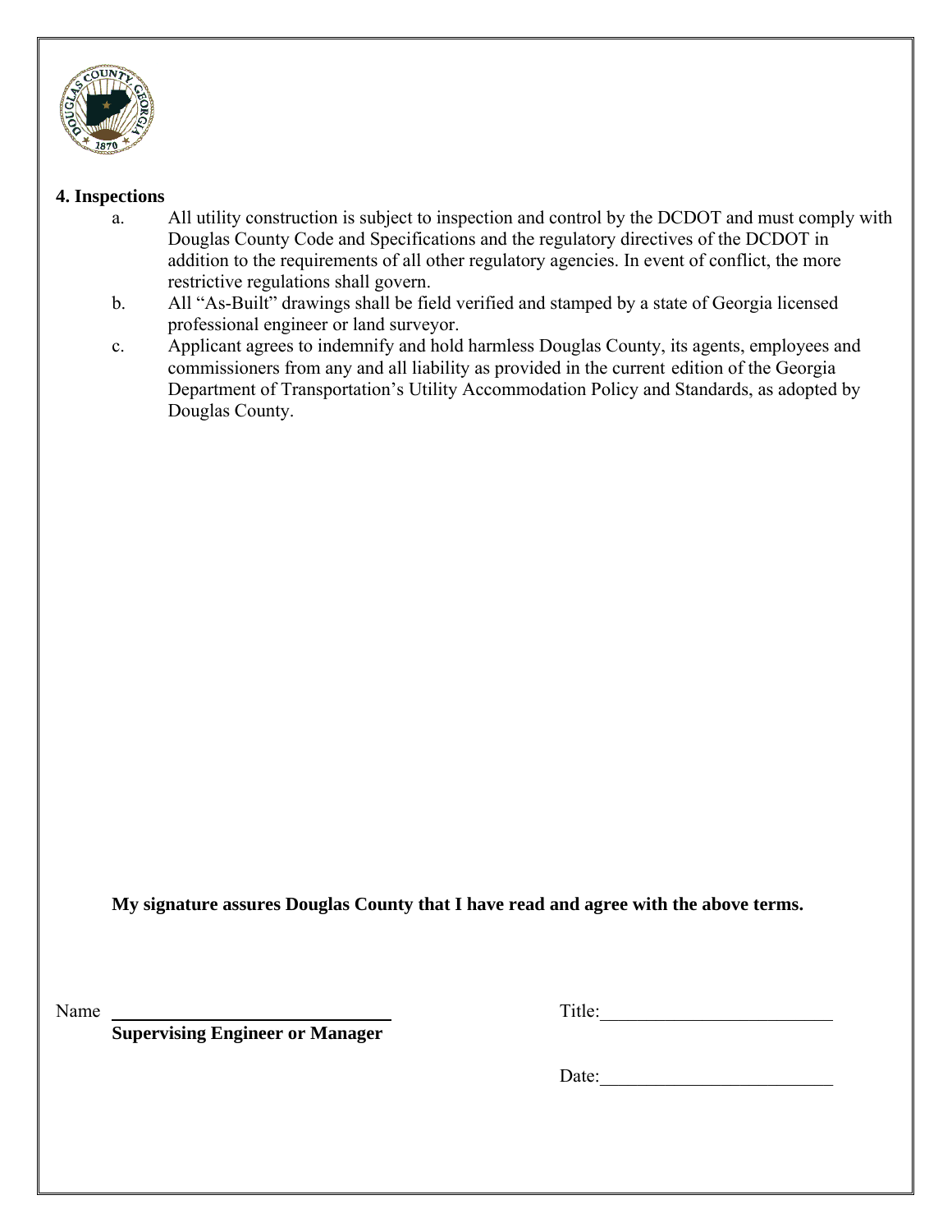**4. Inspections**

a. All utility construction is subject to inspection and control by the DCDOT and must comply with Douglas County Code and Specifications and the regulatory directives of the DCDOT in addition to the requirements of all other regulatory agencies. In event of conflict, the more restrictive regulations shall govern.

b. All "As-Built" drawings shall be field verified and stamped by a state of Georgia licensed professional engineer or land surveyor.

c. Applicant agrees to indemnify and hold harmless Douglas County, its agents, employees and commissioners from any and all liability as provided in the current edition of the Georgia Department of Transportation's Utility Accommodation Policy and Standards, as adopted by Douglas County.

**My signature assures Douglas County that I have read and agree with the above terms.**

Name \_\_\_\_\_\_\_\_\_\_\_\_\_\_\_\_\_\_\_\_\_\_\_\_\_\_\_\_\_\_ Title:\_\_\_\_\_\_\_\_\_\_\_\_\_\_\_\_\_\_\_\_\_\_\_\_\_

**Supervising Engineer or Manager**

Date:\_\_\_\_\_\_\_\_\_\_\_\_\_\_\_\_\_\_\_\_\_\_\_\_\_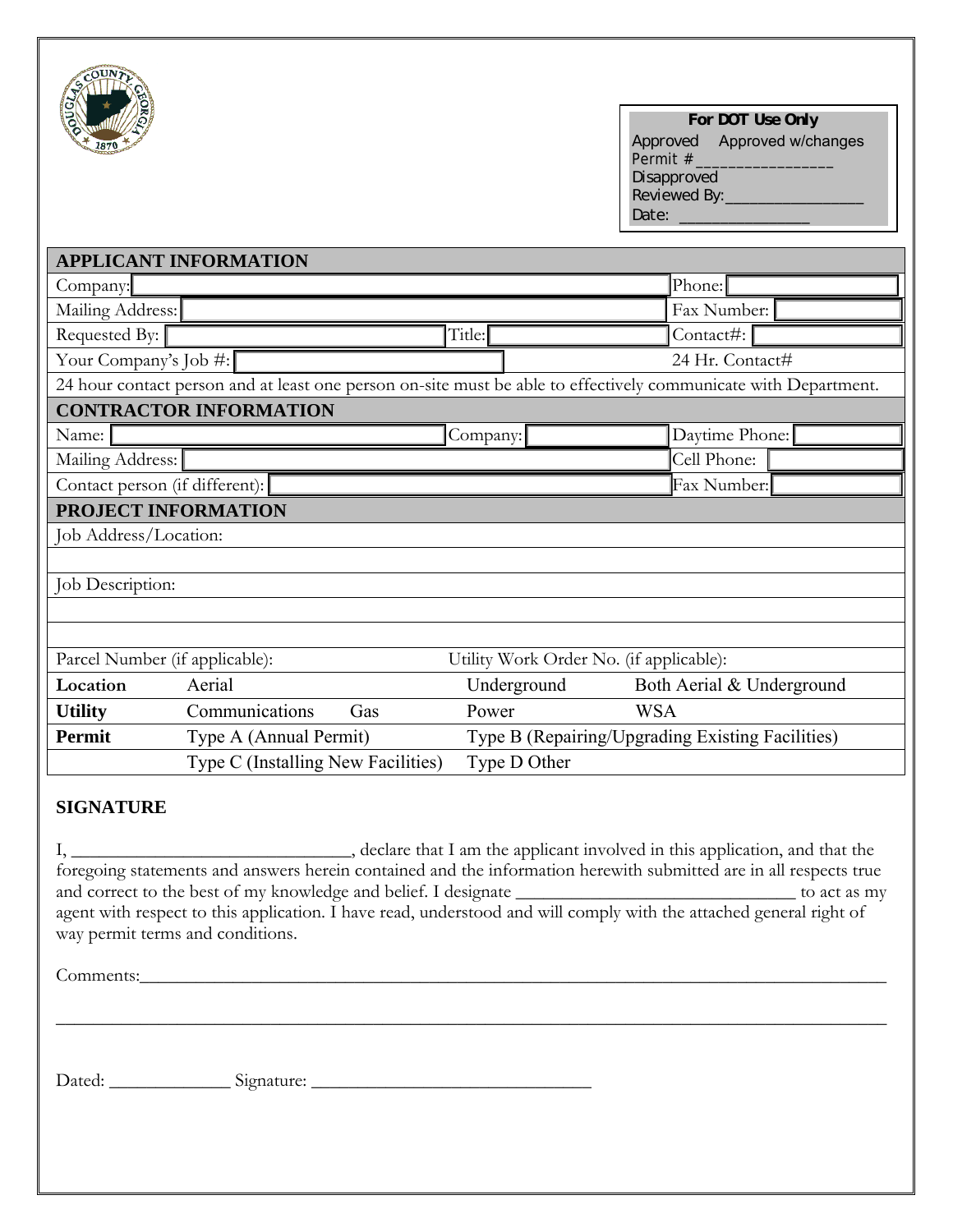| For DOT Use Only |
|---|
| Approved Approved w/changes |
| Permit # ________________ |
| Disapproved |
| Reviewed By:________________ |
| Date: ________________ |

## APPLICANT INFORMATION

| | | | | | |
|---|---|---|---|---|---|
| Company: | | | | Phone: | |
| Mailing Address: | | | | Fax Number: | |
| Requested By: | | Title: | | Contact#: | |
| Your Company's Job #: | | | | 24 Hr. Contact# | |

24 hour contact person and at least one person on-site must be able to effectively communicate with Department.

## CONTRACTOR INFORMATION

| | | | | | |
|---|---|---|---|---|---|
| Name: | | Company: | | Daytime Phone: | |
| Mailing Address: | | | | Cell Phone: | |
| Contact person (if different): | | | | Fax Number: | |

## PROJECT INFORMATION

Job Address/Location:

Job Description:

Parcel Number (if applicable): Utility Work Order No. (if applicable):

| | | | |
|---|---|---|---|
| **Location** | Aerial | Underground | Both Aerial & Underground |
| **Utility** | Communications Gas | Power | WSA |
| **Permit** | Type A (Annual Permit) | Type B (Repairing/Upgrading Existing Facilities) | |
| | Type C (Installing New Facilities) | Type D Other | |

## SIGNATURE

I, ______________________________, declare that I am the applicant involved in this application, and that the foregoing statements and answers herein contained and the information herewith submitted are in all respects true and correct to the best of my knowledge and belief. I designate ______________________________ to act as my agent with respect to this application. I have read, understood and will comply with the attached general right of way permit terms and conditions.

Comments:_________________________________________________________________________________

___________________________________________________________________________________________

Dated: _____________ Signature: ______________________________